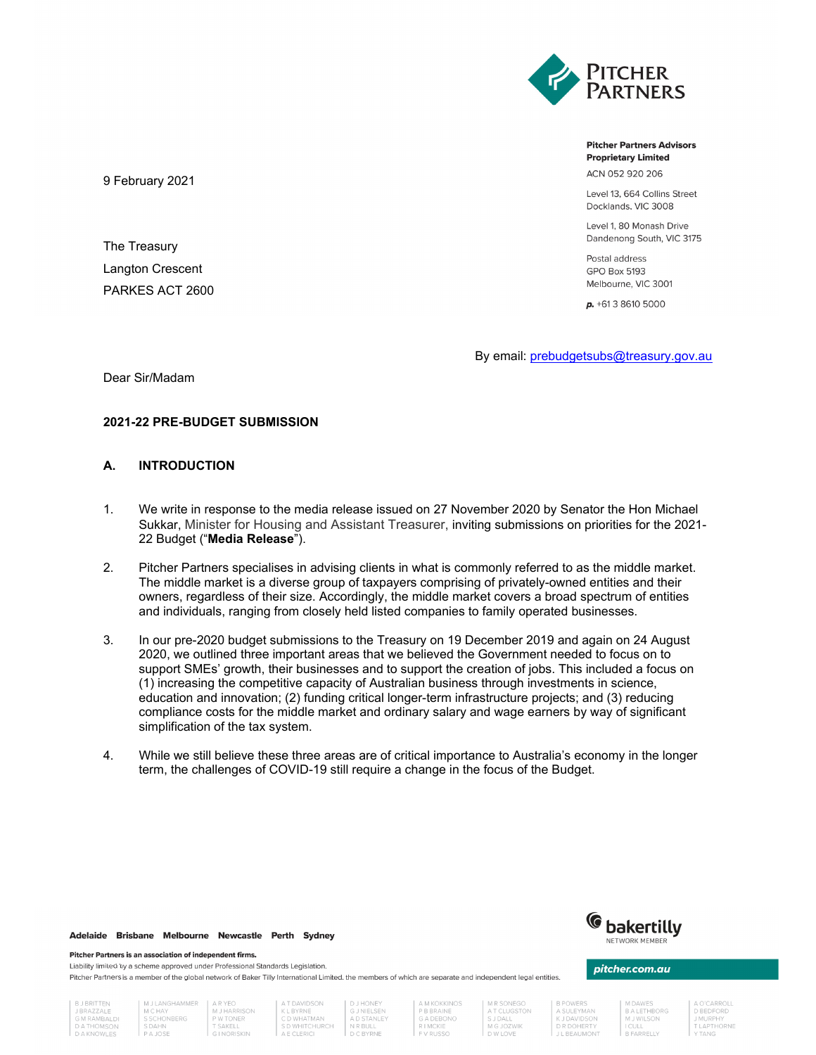**Pitcher Partners Advisors Proprietary Limited**

ACN 052 920 206

Level 13, 664 Collins Street
Docklands. VIC 3008

Level 1, 80 Monash Drive
Dandenong South, VIC 3175

Postal address
GPO Box 5193
Melbourne, VIC 3001

**p.** +61 3 8610 5000

9 February 2021

The Treasury
Langton Crescent
PARKES ACT 2600

By email: prebudgetsubs@treasury.gov.au

Dear Sir/Madam

**2021-22 PRE-BUDGET SUBMISSION**

## A. INTRODUCTION

1. We write in response to the media release issued on 27 November 2020 by Senator the Hon Michael Sukkar, Minister for Housing and Assistant Treasurer, inviting submissions on priorities for the 2021-22 Budget ("**Media Release**").

2. Pitcher Partners specialises in advising clients in what is commonly referred to as the middle market. The middle market is a diverse group of taxpayers comprising of privately-owned entities and their owners, regardless of their size. Accordingly, the middle market covers a broad spectrum of entities and individuals, ranging from closely held listed companies to family operated businesses.

3. In our pre-2020 budget submissions to the Treasury on 19 December 2019 and again on 24 August 2020, we outlined three important areas that we believed the Government needed to focus on to support SMEs' growth, their businesses and to support the creation of jobs. This included a focus on (1) increasing the competitive capacity of Australian business through investments in science, education and innovation; (2) funding critical longer-term infrastructure projects; and (3) reducing compliance costs for the middle market and ordinary salary and wage earners by way of significant simplification of the tax system.

4. While we still believe these three areas are of critical importance to Australia's economy in the longer term, the challenges of COVID-19 still require a change in the focus of the Budget.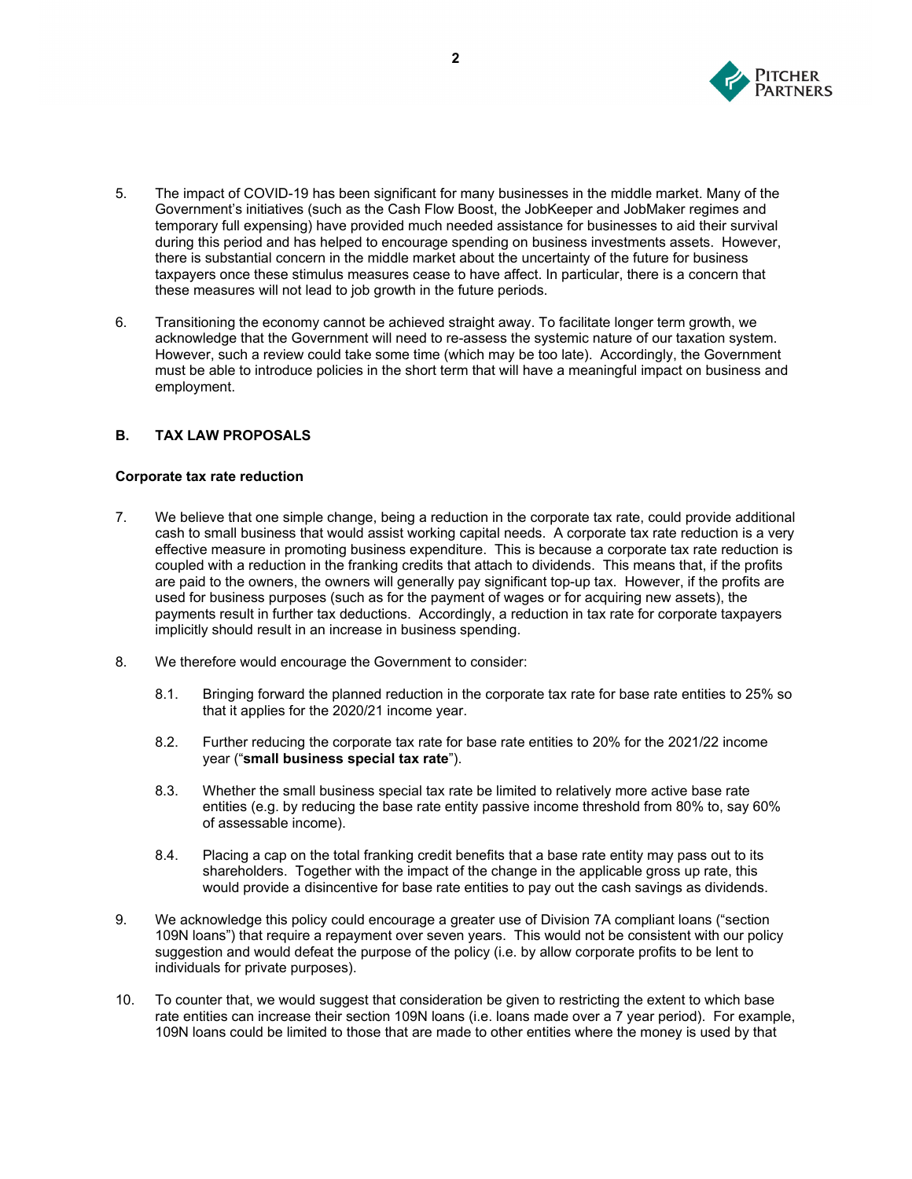5. The impact of COVID-19 has been significant for many businesses in the middle market. Many of the Government's initiatives (such as the Cash Flow Boost, the JobKeeper and JobMaker regimes and temporary full expensing) have provided much needed assistance for businesses to aid their survival during this period and has helped to encourage spending on business investments assets. However, there is substantial concern in the middle market about the uncertainty of the future for business taxpayers once these stimulus measures cease to have affect. In particular, there is a concern that these measures will not lead to job growth in the future periods.

6. Transitioning the economy cannot be achieved straight away. To facilitate longer term growth, we acknowledge that the Government will need to re-assess the systemic nature of our taxation system. However, such a review could take some time (which may be too late). Accordingly, the Government must be able to introduce policies in the short term that will have a meaningful impact on business and employment.

## B. TAX LAW PROPOSALS

### Corporate tax rate reduction

7. We believe that one simple change, being a reduction in the corporate tax rate, could provide additional cash to small business that would assist working capital needs. A corporate tax rate reduction is a very effective measure in promoting business expenditure. This is because a corporate tax rate reduction is coupled with a reduction in the franking credits that attach to dividends. This means that, if the profits are paid to the owners, the owners will generally pay significant top-up tax. However, if the profits are used for business purposes (such as for the payment of wages or for acquiring new assets), the payments result in further tax deductions. Accordingly, a reduction in tax rate for corporate taxpayers implicitly should result in an increase in business spending.

8. We therefore would encourage the Government to consider:

   8.1. Bringing forward the planned reduction in the corporate tax rate for base rate entities to 25% so that it applies for the 2020/21 income year.

   8.2. Further reducing the corporate tax rate for base rate entities to 20% for the 2021/22 income year ("**small business special tax rate**").

   8.3. Whether the small business special tax rate be limited to relatively more active base rate entities (e.g. by reducing the base rate entity passive income threshold from 80% to, say 60% of assessable income).

   8.4. Placing a cap on the total franking credit benefits that a base rate entity may pass out to its shareholders. Together with the impact of the change in the applicable gross up rate, this would provide a disincentive for base rate entities to pay out the cash savings as dividends.

9. We acknowledge this policy could encourage a greater use of Division 7A compliant loans ("section 109N loans") that require a repayment over seven years. This would not be consistent with our policy suggestion and would defeat the purpose of the policy (i.e. by allow corporate profits to be lent to individuals for private purposes).

10. To counter that, we would suggest that consideration be given to restricting the extent to which base rate entities can increase their section 109N loans (i.e. loans made over a 7 year period). For example, 109N loans could be limited to those that are made to other entities where the money is used by that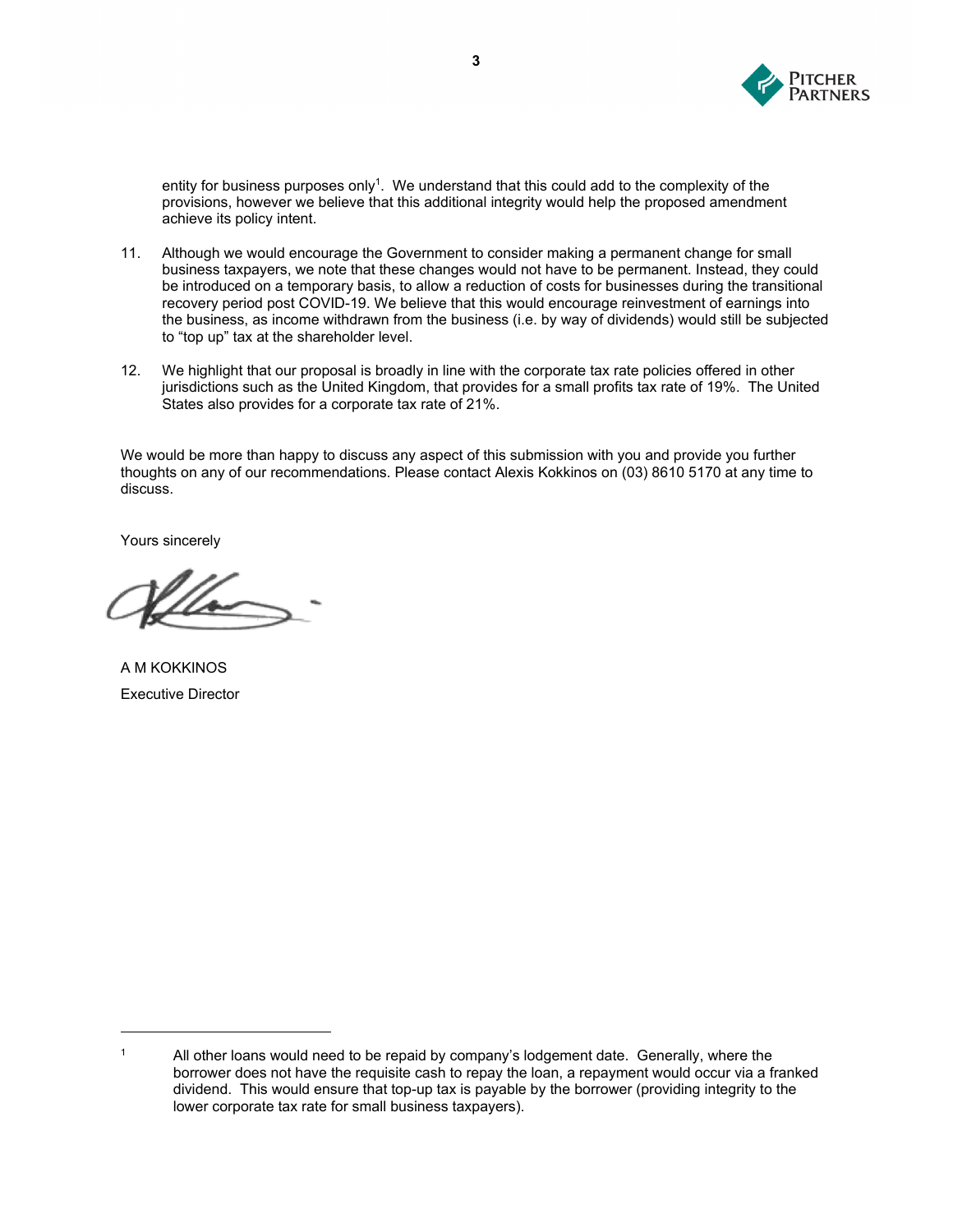entity for business purposes only[1]. We understand that this could add to the complexity of the provisions, however we believe that this additional integrity would help the proposed amendment achieve its policy intent.

11. Although we would encourage the Government to consider making a permanent change for small business taxpayers, we note that these changes would not have to be permanent. Instead, they could be introduced on a temporary basis, to allow a reduction of costs for businesses during the transitional recovery period post COVID-19. We believe that this would encourage reinvestment of earnings into the business, as income withdrawn from the business (i.e. by way of dividends) would still be subjected to "top up" tax at the shareholder level.

12. We highlight that our proposal is broadly in line with the corporate tax rate policies offered in other jurisdictions such as the United Kingdom, that provides for a small profits tax rate of 19%. The United States also provides for a corporate tax rate of 21%.

We would be more than happy to discuss any aspect of this submission with you and provide you further thoughts on any of our recommendations. Please contact Alexis Kokkinos on (03) 8610 5170 at any time to discuss.

Yours sincerely

A M KOKKINOS

Executive Director

---

[1] All other loans would need to be repaid by company's lodgement date. Generally, where the borrower does not have the requisite cash to repay the loan, a repayment would occur via a franked dividend. This would ensure that top-up tax is payable by the borrower (providing integrity to the lower corporate tax rate for small business taxpayers).